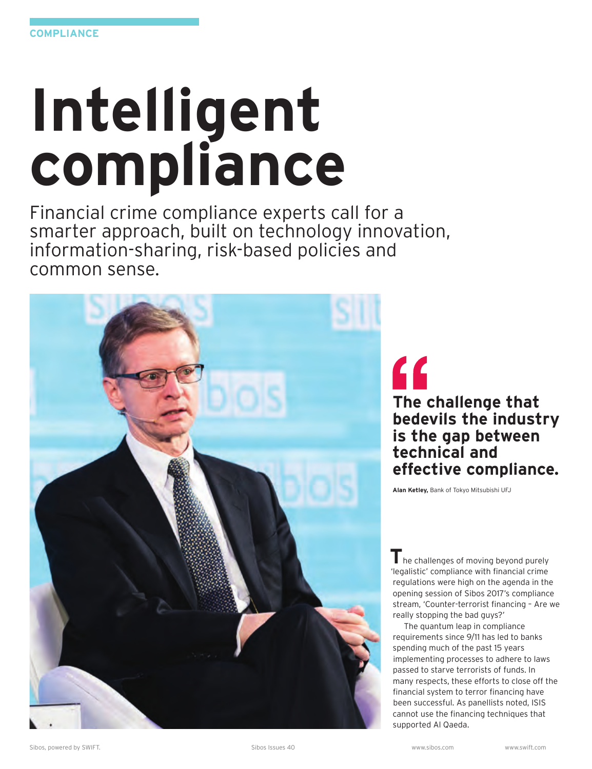COMPLIANCE

# Intelligent compliance

Financial crime compliance experts call for a smarter approach, built on technology innovation, information-sharing, risk-based policies and common sense.

> **The challenge that bedevils the industry is the gap between technical and effective compliance.**
>
> **Alan Ketley,** Bank of Tokyo Mitsubishi UFJ

The challenges of moving beyond purely 'legalistic' compliance with financial crime regulations were high on the agenda in the opening session of Sibos 2017's compliance stream, 'Counter-terrorist financing – Are we really stopping the bad guys?'

The quantum leap in compliance requirements since 9/11 has led to banks spending much of the past 15 years implementing processes to adhere to laws passed to starve terrorists of funds. In many respects, these efforts to close off the financial system to terror financing have been successful. As panellists noted, ISIS cannot use the financing techniques that supported Al Qaeda.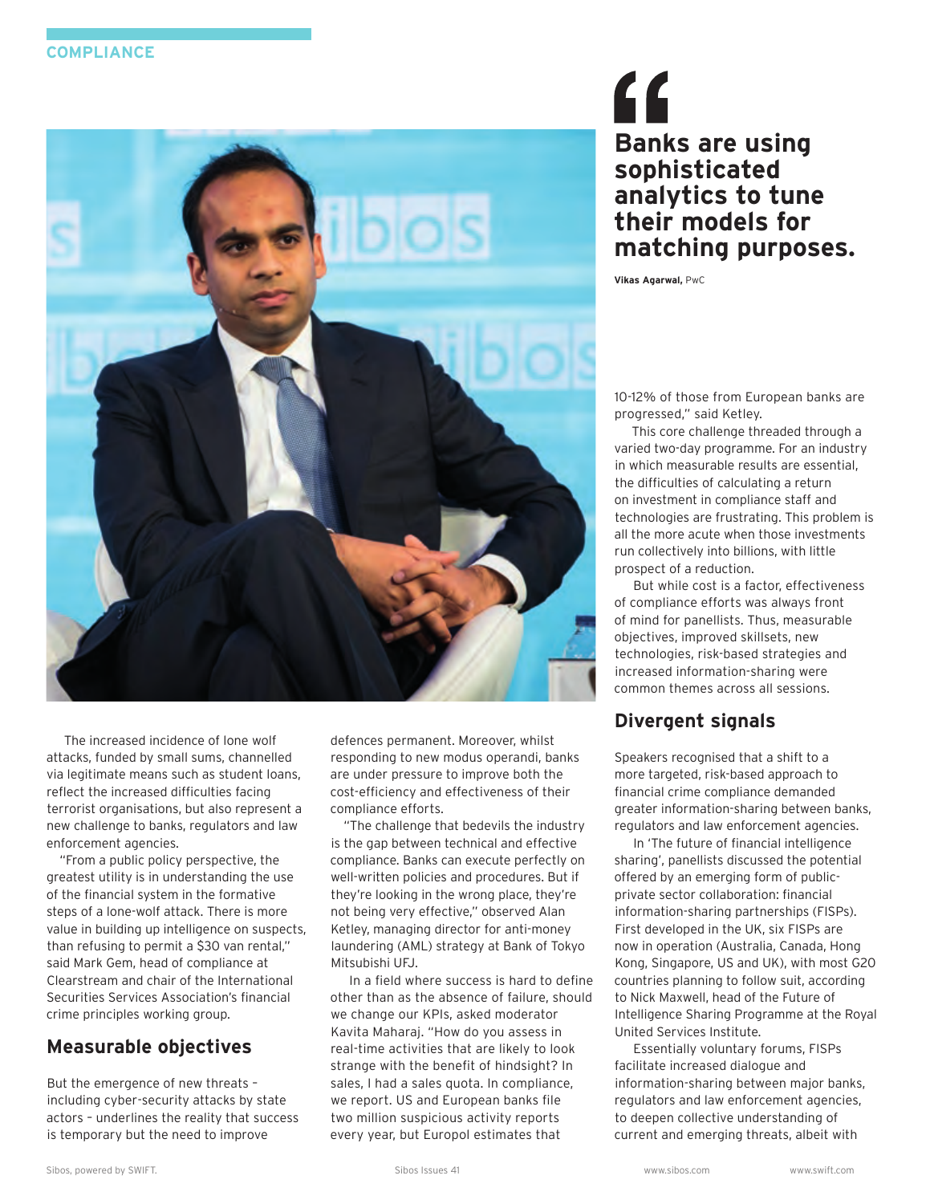> **Banks are using sophisticated analytics to tune their models for matching purposes.**
>
> **Vikas Agarwal,** PwC

The increased incidence of lone wolf attacks, funded by small sums, channelled via legitimate means such as student loans, reflect the increased difficulties facing terrorist organisations, but also represent a new challenge to banks, regulators and law enforcement agencies.

"From a public policy perspective, the greatest utility is in understanding the use of the financial system in the formative steps of a lone-wolf attack. There is more value in building up intelligence on suspects, than refusing to permit a $30 van rental," said Mark Gem, head of compliance at Clearstream and chair of the International Securities Services Association's financial crime principles working group.

## Measurable objectives

But the emergence of new threats – including cyber-security attacks by state actors – underlines the reality that success is temporary but the need to improve defences permanent. Moreover, whilst responding to new modus operandi, banks are under pressure to improve both the cost-efficiency and effectiveness of their compliance efforts.

"The challenge that bedevils the industry is the gap between technical and effective compliance. Banks can execute perfectly on well-written policies and procedures. But if they're looking in the wrong place, they're not being very effective," observed Alan Ketley, managing director for anti-money laundering (AML) strategy at Bank of Tokyo Mitsubishi UFJ.

In a field where success is hard to define other than as the absence of failure, should we change our KPIs, asked moderator Kavita Maharaj. "How do you assess in real-time activities that are likely to look strange with the benefit of hindsight? In sales, I had a sales quota. In compliance, we report. US and European banks file two million suspicious activity reports every year, but Europol estimates that 10-12% of those from European banks are progressed," said Ketley.

This core challenge threaded through a varied two-day programme. For an industry in which measurable results are essential, the difficulties of calculating a return on investment in compliance staff and technologies are frustrating. This problem is all the more acute when those investments run collectively into billions, with little prospect of a reduction.

But while cost is a factor, effectiveness of compliance efforts was always front of mind for panellists. Thus, measurable objectives, improved skillsets, new technologies, risk-based strategies and increased information-sharing were common themes across all sessions.

## Divergent signals

Speakers recognised that a shift to a more targeted, risk-based approach to financial crime compliance demanded greater information-sharing between banks, regulators and law enforcement agencies.

In 'The future of financial intelligence sharing', panellists discussed the potential offered by an emerging form of public-private sector collaboration: financial information-sharing partnerships (FISPs). First developed in the UK, six FISPs are now in operation (Australia, Canada, Hong Kong, Singapore, US and UK), with most G20 countries planning to follow suit, according to Nick Maxwell, head of the Future of Intelligence Sharing Programme at the Royal United Services Institute.

Essentially voluntary forums, FISPs facilitate increased dialogue and information-sharing between major banks, regulators and law enforcement agencies, to deepen collective understanding of current and emerging threats, albeit with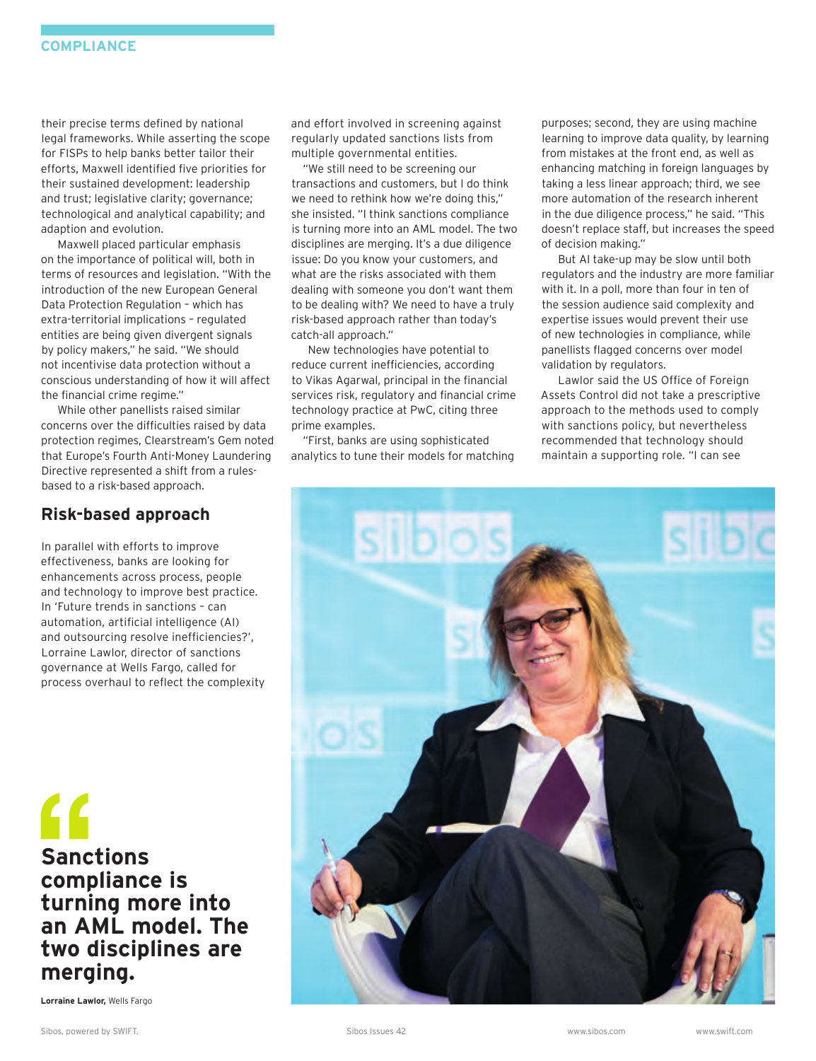their precise terms defined by national legal frameworks. While asserting the scope for FISPs to help banks better tailor their efforts, Maxwell identified five priorities for their sustained development: leadership and trust; legislative clarity; governance; technological and analytical capability; and adaption and evolution.

Maxwell placed particular emphasis on the importance of political will, both in terms of resources and legislation. "With the introduction of the new European General Data Protection Regulation – which has extra-territorial implications – regulated entities are being given divergent signals by policy makers," he said. "We should not incentivise data protection without a conscious understanding of how it will affect the financial crime regime."

While other panellists raised similar concerns over the difficulties raised by data protection regimes, Clearstream's Gem noted that Europe's Fourth Anti-Money Laundering Directive represented a shift from a rules-based to a risk-based approach.

## Risk-based approach

In parallel with efforts to improve effectiveness, banks are looking for enhancements across process, people and technology to improve best practice. In 'Future trends in sanctions – can automation, artificial intelligence (AI) and outsourcing resolve inefficiencies?', Lorraine Lawlor, director of sanctions governance at Wells Fargo, called for process overhaul to reflect the complexity and effort involved in screening against regularly updated sanctions lists from multiple governmental entities.

"We still need to be screening our transactions and customers, but I do think we need to rethink how we're doing this," she insisted. "I think sanctions compliance is turning more into an AML model. The two disciplines are merging. It's a due diligence issue: Do you know your customers, and what are the risks associated with them dealing with someone you don't want them to be dealing with? We need to have a truly risk-based approach rather than today's catch-all approach."

New technologies have potential to reduce current inefficiencies, according to Vikas Agarwal, principal in the financial services risk, regulatory and financial crime technology practice at PwC, citing three prime examples.

"First, banks are using sophisticated analytics to tune their models for matching purposes; second, they are using machine learning to improve data quality, by learning from mistakes at the front end, as well as enhancing matching in foreign languages by taking a less linear approach; third, we see more automation of the research inherent in the due diligence process," he said. "This doesn't replace staff, but increases the speed of decision making."

But AI take-up may be slow until both regulators and the industry are more familiar with it. In a poll, more than four in ten of the session audience said complexity and expertise issues would prevent their use of new technologies in compliance, while panellists flagged concerns over model validation by regulators.

Lawlor said the US Office of Foreign Assets Control did not take a prescriptive approach to the methods used to comply with sanctions policy, but nevertheless recommended that technology should maintain a supporting role. "I can see

> **Sanctions compliance is turning more into an AML model. The two disciplines are merging.**
>
> **Lorraine Lawlor,** Wells Fargo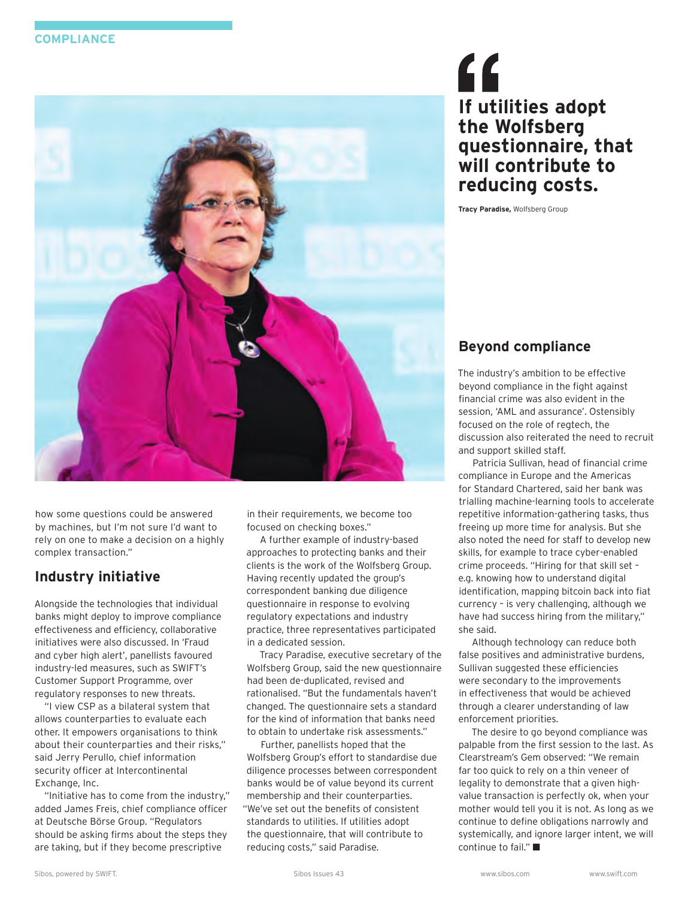how some questions could be answered by machines, but I'm not sure I'd want to rely on one to make a decision on a highly complex transaction."

## Industry initiative

Alongside the technologies that individual banks might deploy to improve compliance effectiveness and efficiency, collaborative initiatives were also discussed. In 'Fraud and cyber high alert', panellists favoured industry-led measures, such as SWIFT's Customer Support Programme, over regulatory responses to new threats.

"I view CSP as a bilateral system that allows counterparties to evaluate each other. It empowers organisations to think about their counterparties and their risks," said Jerry Perullo, chief information security officer at Intercontinental Exchange, Inc.

"Initiative has to come from the industry," added James Freis, chief compliance officer at Deutsche Börse Group. "Regulators should be asking firms about the steps they are taking, but if they become prescriptive in their requirements, we become too focused on checking boxes."

A further example of industry-based approaches to protecting banks and their clients is the work of the Wolfsberg Group. Having recently updated the group's correspondent banking due diligence questionnaire in response to evolving regulatory expectations and industry practice, three representatives participated in a dedicated session.

Tracy Paradise, executive secretary of the Wolfsberg Group, said the new questionnaire had been de-duplicated, revised and rationalised. "But the fundamentals haven't changed. The questionnaire sets a standard for the kind of information that banks need to obtain to undertake risk assessments."

Further, panellists hoped that the Wolfsberg Group's effort to standardise due diligence processes between correspondent banks would be of value beyond its current membership and their counterparties. "We've set out the benefits of consistent standards to utilities. If utilities adopt the questionnaire, that will contribute to reducing costs," said Paradise.

> **If utilities adopt the Wolfsberg questionnaire, that will contribute to reducing costs.**
>
> **Tracy Paradise,** Wolfsberg Group

## Beyond compliance

The industry's ambition to be effective beyond compliance in the fight against financial crime was also evident in the session, 'AML and assurance'. Ostensibly focused on the role of regtech, the discussion also reiterated the need to recruit and support skilled staff.

Patricia Sullivan, head of financial crime compliance in Europe and the Americas for Standard Chartered, said her bank was trialling machine-learning tools to accelerate repetitive information-gathering tasks, thus freeing up more time for analysis. But she also noted the need for staff to develop new skills, for example to trace cyber-enabled crime proceeds. "Hiring for that skill set – e.g. knowing how to understand digital identification, mapping bitcoin back into fiat currency – is very challenging, although we have had success hiring from the military," she said.

Although technology can reduce both false positives and administrative burdens, Sullivan suggested these efficiencies were secondary to the improvements in effectiveness that would be achieved through a clearer understanding of law enforcement priorities.

The desire to go beyond compliance was palpable from the first session to the last. As Clearstream's Gem observed: "We remain far too quick to rely on a thin veneer of legality to demonstrate that a given high-value transaction is perfectly ok, when your mother would tell you it is not. As long as we continue to define obligations narrowly and systemically, and ignore larger intent, we will continue to fail." ■